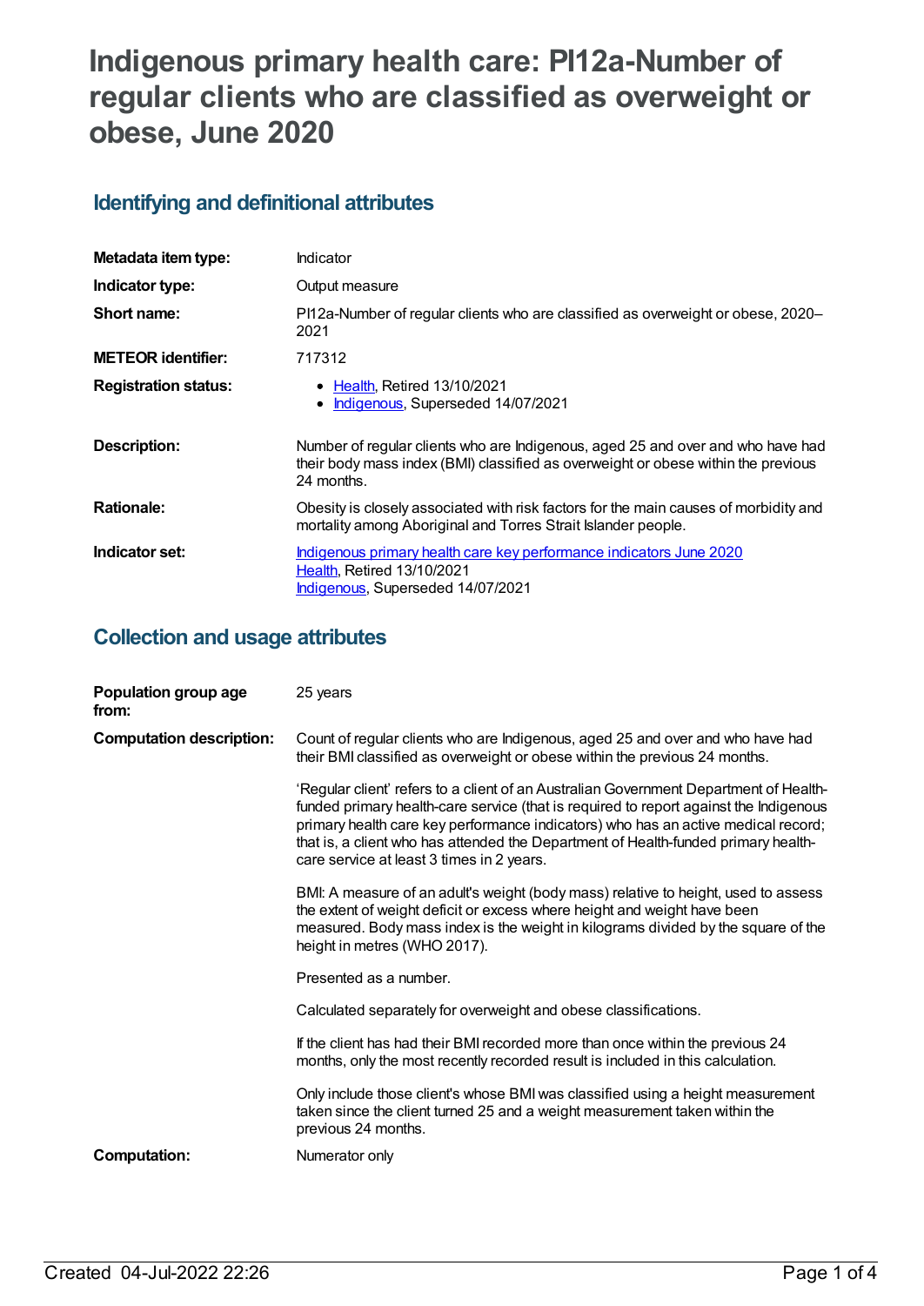# Indigenous primary health care: PI12a-Number of regular clients who are classified as overweight or obese, June 2020

## Identifying and definitional attributes

| | |
|---|---|
| **Metadata item type:** | Indicator |
| **Indicator type:** | Output measure |
| **Short name:** | PI12a-Number of regular clients who are classified as overweight or obese, 2020–2021 |
| **METEOR identifier:** | 717312 |
| **Registration status:** | • Health, Retired 13/10/2021<br>• Indigenous, Superseded 14/07/2021 |
| **Description:** | Number of regular clients who are Indigenous, aged 25 and over and who have had their body mass index (BMI) classified as overweight or obese within the previous 24 months. |
| **Rationale:** | Obesity is closely associated with risk factors for the main causes of morbidity and mortality among Aboriginal and Torres Strait Islander people. |
| **Indicator set:** | Indigenous primary health care key performance indicators June 2020<br>Health, Retired 13/10/2021<br>Indigenous, Superseded 14/07/2021 |

## Collection and usage attributes

| | |
|---|---|
| **Population group age from:** | 25 years |
| **Computation description:** | Count of regular clients who are Indigenous, aged 25 and over and who have had their BMI classified as overweight or obese within the previous 24 months.<br><br>'Regular client' refers to a client of an Australian Government Department of Health-funded primary health-care service (that is required to report against the Indigenous primary health care key performance indicators) who has an active medical record; that is, a client who has attended the Department of Health-funded primary health-care service at least 3 times in 2 years.<br><br>BMI: A measure of an adult's weight (body mass) relative to height, used to assess the extent of weight deficit or excess where height and weight have been measured. Body mass index is the weight in kilograms divided by the square of the height in metres (WHO 2017).<br><br>Presented as a number.<br><br>Calculated separately for overweight and obese classifications.<br><br>If the client has had their BMI recorded more than once within the previous 24 months, only the most recently recorded result is included in this calculation.<br><br>Only include those client's whose BMI was classified using a height measurement taken since the client turned 25 and a weight measurement taken within the previous 24 months. |
| **Computation:** | Numerator only |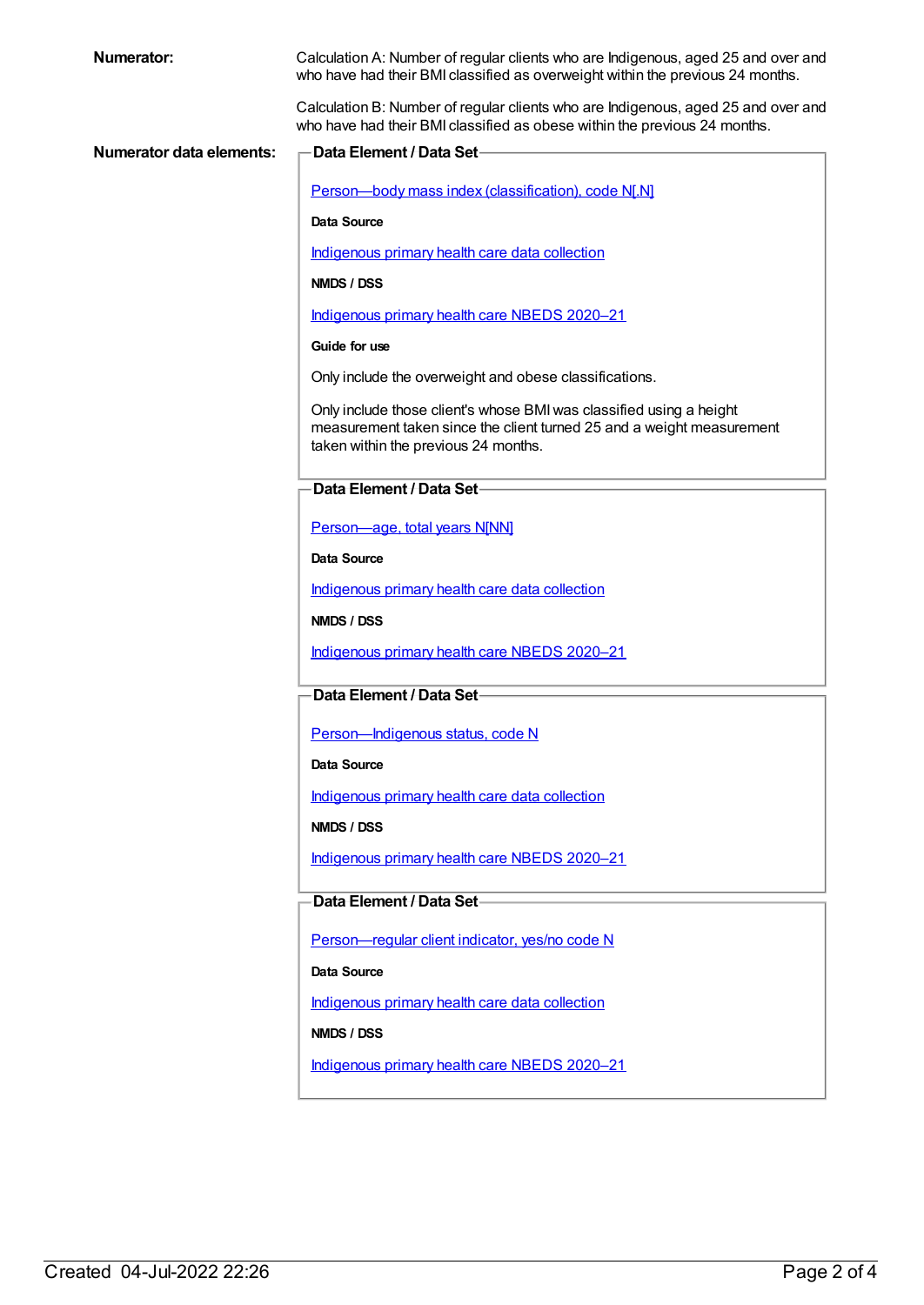**Numerator:**

Calculation A: Number of regular clients who are Indigenous, aged 25 and over and who have had their BMI classified as overweight within the previous 24 months.

Calculation B: Number of regular clients who are Indigenous, aged 25 and over and who have had their BMI classified as obese within the previous 24 months.

**Numerator data elements:**

**Data Element / Data Set**

Person—body mass index (classification), code N[.N]

**Data Source**

Indigenous primary health care data collection

**NMDS / DSS**

Indigenous primary health care NBEDS 2020–21

**Guide for use**

Only include the overweight and obese classifications.

Only include those client's whose BMI was classified using a height measurement taken since the client turned 25 and a weight measurement taken within the previous 24 months.

**Data Element / Data Set**

Person—age, total years N[NN]

**Data Source**

Indigenous primary health care data collection

**NMDS / DSS**

Indigenous primary health care NBEDS 2020–21

**Data Element / Data Set**

Person—Indigenous status, code N

**Data Source**

Indigenous primary health care data collection

**NMDS / DSS**

Indigenous primary health care NBEDS 2020–21

**Data Element / Data Set**

Person—regular client indicator, yes/no code N

**Data Source**

Indigenous primary health care data collection

**NMDS / DSS**

Indigenous primary health care NBEDS 2020–21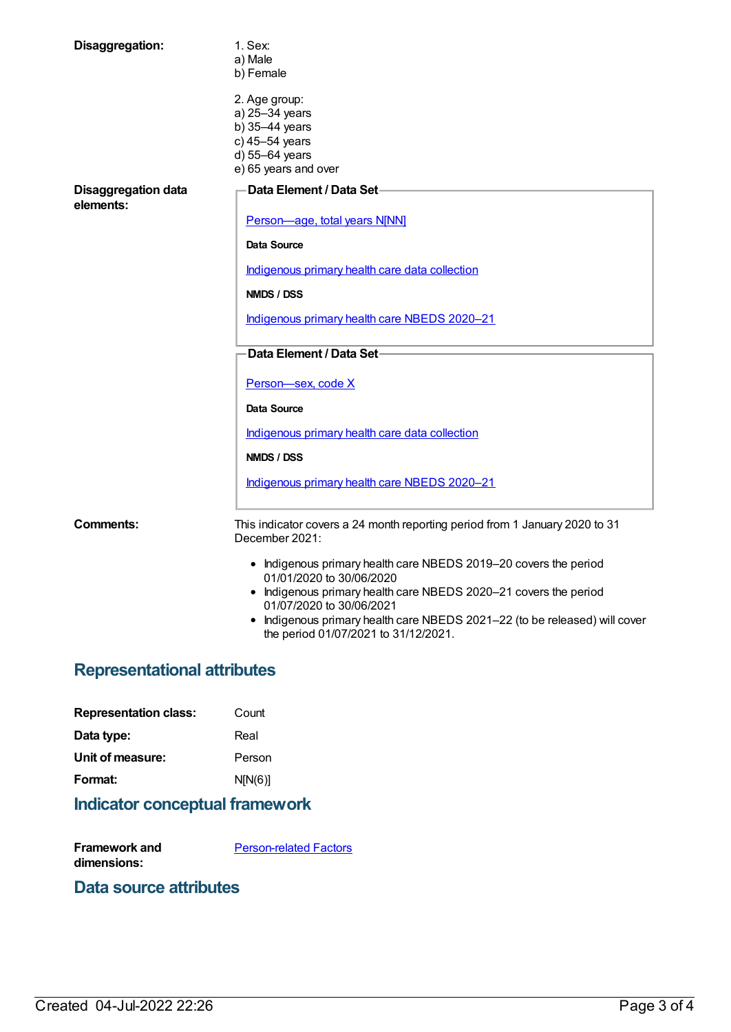**Disaggregation:**

1. Sex:
a) Male
b) Female

2. Age group:
a) 25–34 years
b) 35–44 years
c) 45–54 years
d) 55–64 years
e) 65 years and over

**Disaggregation data elements:**

**Data Element / Data Set**

Person—age, total years N[NN]

**Data Source**

Indigenous primary health care data collection

**NMDS / DSS**

Indigenous primary health care NBEDS 2020–21

**Data Element / Data Set**

Person—sex, code X

**Data Source**

Indigenous primary health care data collection

**NMDS / DSS**

Indigenous primary health care NBEDS 2020–21

**Comments:**

This indicator covers a 24 month reporting period from 1 January 2020 to 31 December 2021:

- Indigenous primary health care NBEDS 2019–20 covers the period 01/01/2020 to 30/06/2020
- Indigenous primary health care NBEDS 2020–21 covers the period 01/07/2020 to 30/06/2021
- Indigenous primary health care NBEDS 2021–22 (to be released) will cover the period 01/07/2021 to 31/12/2021.

## Representational attributes

**Representation class:** Count

**Data type:** Real

**Unit of measure:** Person

**Format:** N[N(6)]

## Indicator conceptual framework

**Framework and dimensions:** Person-related Factors

## Data source attributes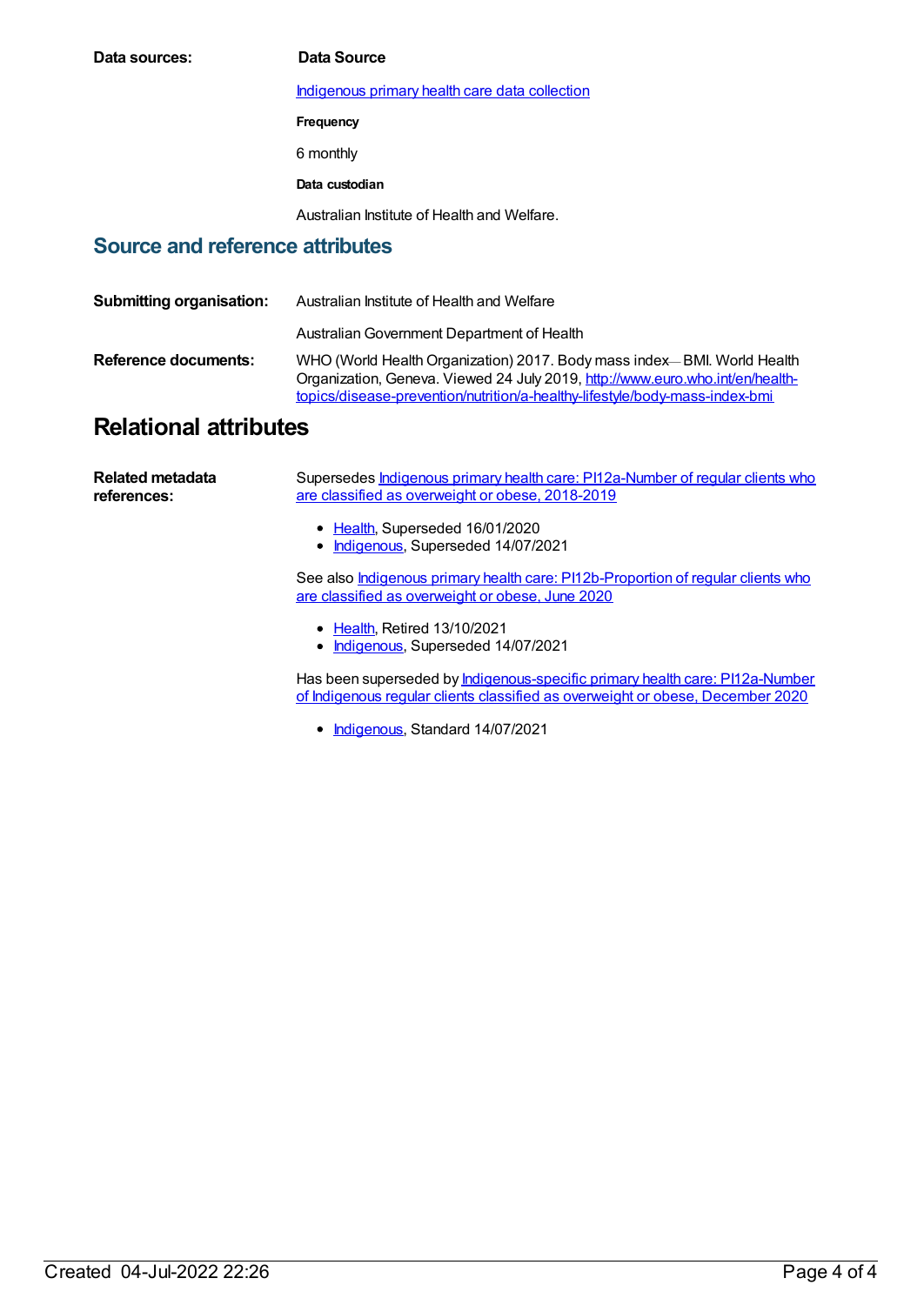**Data sources:**

**Data Source**

Indigenous primary health care data collection

**Frequency**

6 monthly

**Data custodian**

Australian Institute of Health and Welfare.

## Source and reference attributes

**Submitting organisation:** Australian Institute of Health and Welfare

Australian Government Department of Health

**Reference documents:** WHO (World Health Organization) 2017. Body mass index— BMI. World Health Organization, Geneva. Viewed 24 July 2019, http://www.euro.who.int/en/health-topics/disease-prevention/nutrition/a-healthy-lifestyle/body-mass-index-bmi

# Relational attributes

**Related metadata references:**

Supersedes Indigenous primary health care: PI12a-Number of regular clients who are classified as overweight or obese, 2018-2019

- Health, Superseded 16/01/2020
- Indigenous, Superseded 14/07/2021

See also Indigenous primary health care: PI12b-Proportion of regular clients who are classified as overweight or obese, June 2020

- Health, Retired 13/10/2021
- Indigenous, Superseded 14/07/2021

Has been superseded by Indigenous-specific primary health care: PI12a-Number of Indigenous regular clients classified as overweight or obese, December 2020

- Indigenous, Standard 14/07/2021